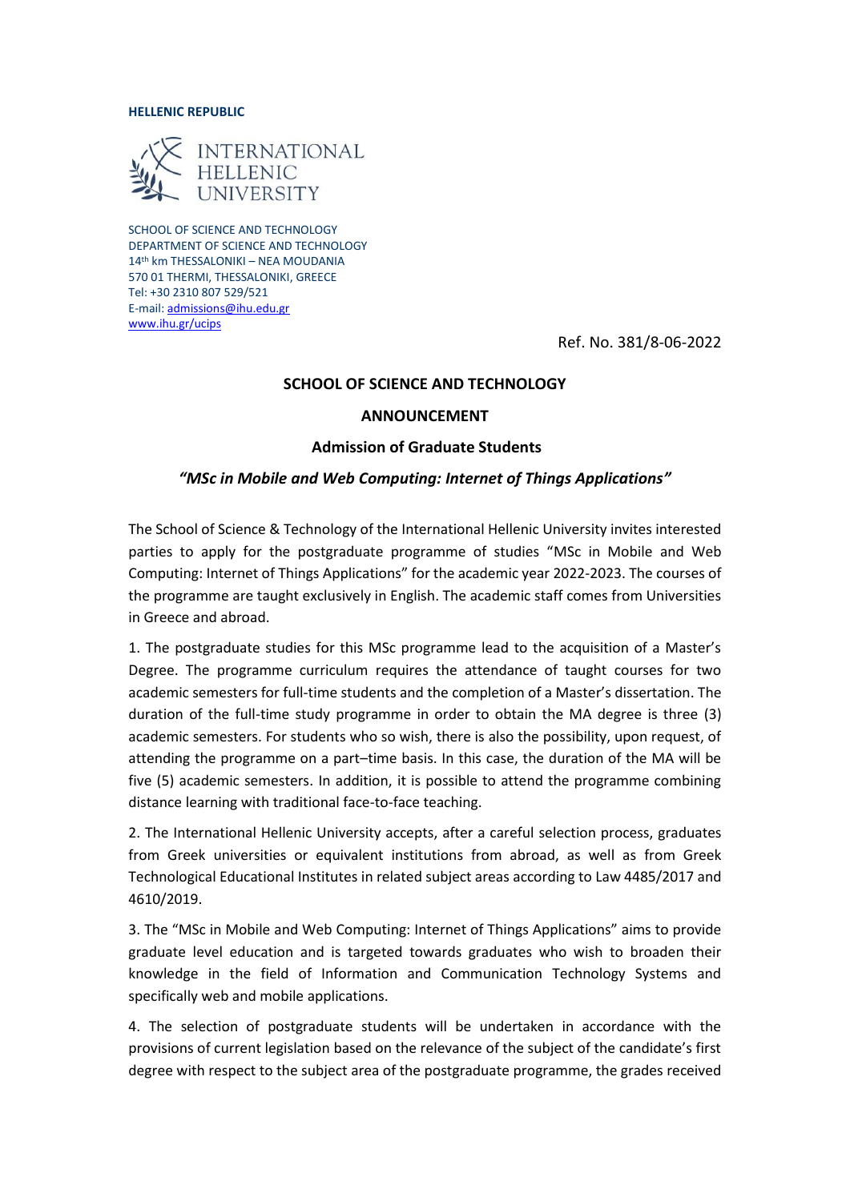**HELLENIC REPUBLIC**

INTERNATIONAL HELLENIC UNIVERSITY

SCHOOL OF SCIENCE AND TECHNOLOGY
DEPARTMENT OF SCIENCE AND TECHNOLOGY
14th km THESSALONIKI – NEA MOUDANIA
570 01 THERMI, THESSALONIKI, GREECE
Tel: +30 2310 807 529/521
E-mail: admissions@ihu.edu.gr
www.ihu.gr/ucips

Ref. No. 381/8-06-2022

**SCHOOL OF SCIENCE AND TECHNOLOGY**

**ANNOUNCEMENT**

**Admission of Graduate Students**

***"MSc in Mobile and Web Computing: Internet of Things Applications"***

The School of Science & Technology of the International Hellenic University invites interested parties to apply for the postgraduate programme of studies "MSc in Mobile and Web Computing: Internet of Things Applications" for the academic year 2022-2023. The courses of the programme are taught exclusively in English. The academic staff comes from Universities in Greece and abroad.

1. The postgraduate studies for this MSc programme lead to the acquisition of a Master's Degree. The programme curriculum requires the attendance of taught courses for two academic semesters for full-time students and the completion of a Master's dissertation. The duration of the full-time study programme in order to obtain the MA degree is three (3) academic semesters. For students who so wish, there is also the possibility, upon request, of attending the programme on a part–time basis. In this case, the duration of the MA will be five (5) academic semesters. In addition, it is possible to attend the programme combining distance learning with traditional face-to-face teaching.

2. The International Hellenic University accepts, after a careful selection process, graduates from Greek universities or equivalent institutions from abroad, as well as from Greek Technological Educational Institutes in related subject areas according to Law 4485/2017 and 4610/2019.

3. The "MSc in Mobile and Web Computing: Internet of Things Applications" aims to provide graduate level education and is targeted towards graduates who wish to broaden their knowledge in the field of Information and Communication Technology Systems and specifically web and mobile applications.

4. The selection of postgraduate students will be undertaken in accordance with the provisions of current legislation based on the relevance of the subject of the candidate's first degree with respect to the subject area of the postgraduate programme, the grades received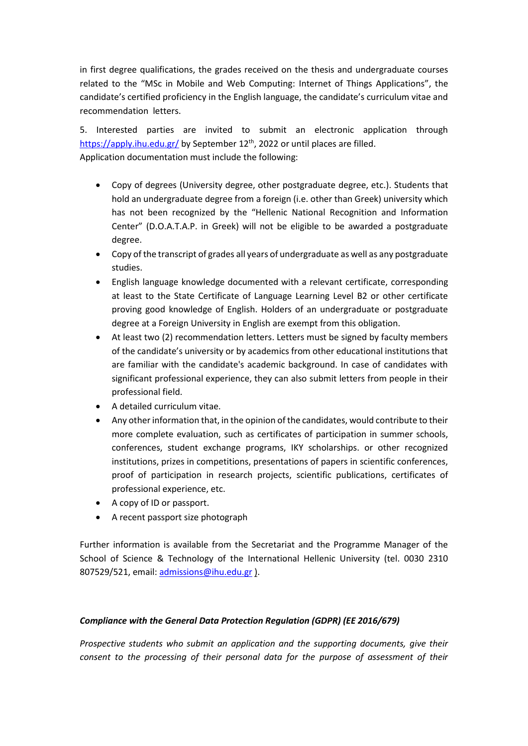in first degree qualifications, the grades received on the thesis and undergraduate courses related to the "MSc in Mobile and Web Computing: Internet of Things Applications", the candidate's certified proficiency in the English language, the candidate's curriculum vitae and recommendation letters.

5. Interested parties are invited to submit an electronic application through https://apply.ihu.edu.gr/ by September 12th, 2022 or until places are filled.
Application documentation must include the following:

- Copy of degrees (University degree, other postgraduate degree, etc.). Students that hold an undergraduate degree from a foreign (i.e. other than Greek) university which has not been recognized by the "Hellenic National Recognition and Information Center" (D.O.A.T.A.P. in Greek) will not be eligible to be awarded a postgraduate degree.
- Copy of the transcript of grades all years of undergraduate as well as any postgraduate studies.
- English language knowledge documented with a relevant certificate, corresponding at least to the State Certificate of Language Learning Level B2 or other certificate proving good knowledge of English. Holders of an undergraduate or postgraduate degree at a Foreign University in English are exempt from this obligation.
- At least two (2) recommendation letters. Letters must be signed by faculty members of the candidate's university or by academics from other educational institutions that are familiar with the candidate's academic background. In case of candidates with significant professional experience, they can also submit letters from people in their professional field.
- A detailed curriculum vitae.
- Any other information that, in the opinion of the candidates, would contribute to their more complete evaluation, such as certificates of participation in summer schools, conferences, student exchange programs, IKY scholarships. or other recognized institutions, prizes in competitions, presentations of papers in scientific conferences, proof of participation in research projects, scientific publications, certificates of professional experience, etc.
- A copy of ID or passport.
- A recent passport size photograph

Further information is available from the Secretariat and the Programme Manager of the School of Science & Technology of the International Hellenic University (tel. 0030 2310 807529/521, email: admissions@ihu.edu.gr ).

***Compliance with the General Data Protection Regulation (GDPR) (EE 2016/679)***

*Prospective students who submit an application and the supporting documents, give their consent to the processing of their personal data for the purpose of assessment of their*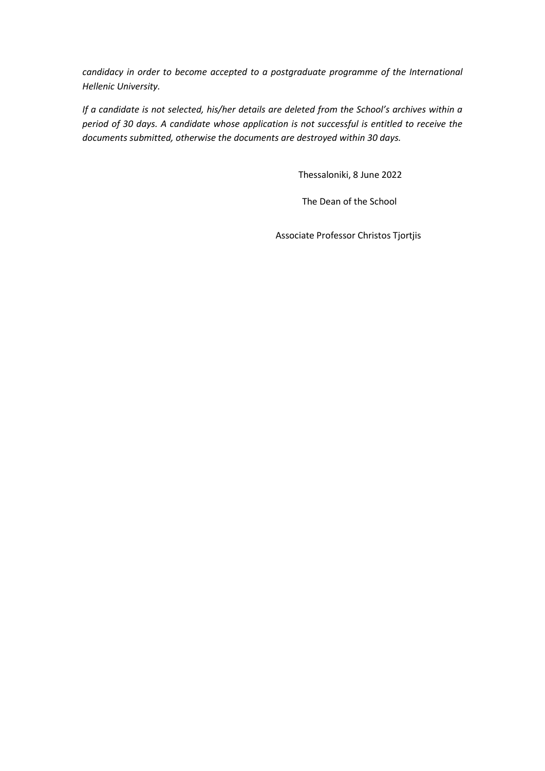*candidacy in order to become accepted to a postgraduate programme of the International Hellenic University.*

*If a candidate is not selected, his/her details are deleted from the School's archives within a period of 30 days. A candidate whose application is not successful is entitled to receive the documents submitted, otherwise the documents are destroyed within 30 days.*

Thessaloniki, 8 June 2022

The Dean of the School

Associate Professor Christos Tjortjis